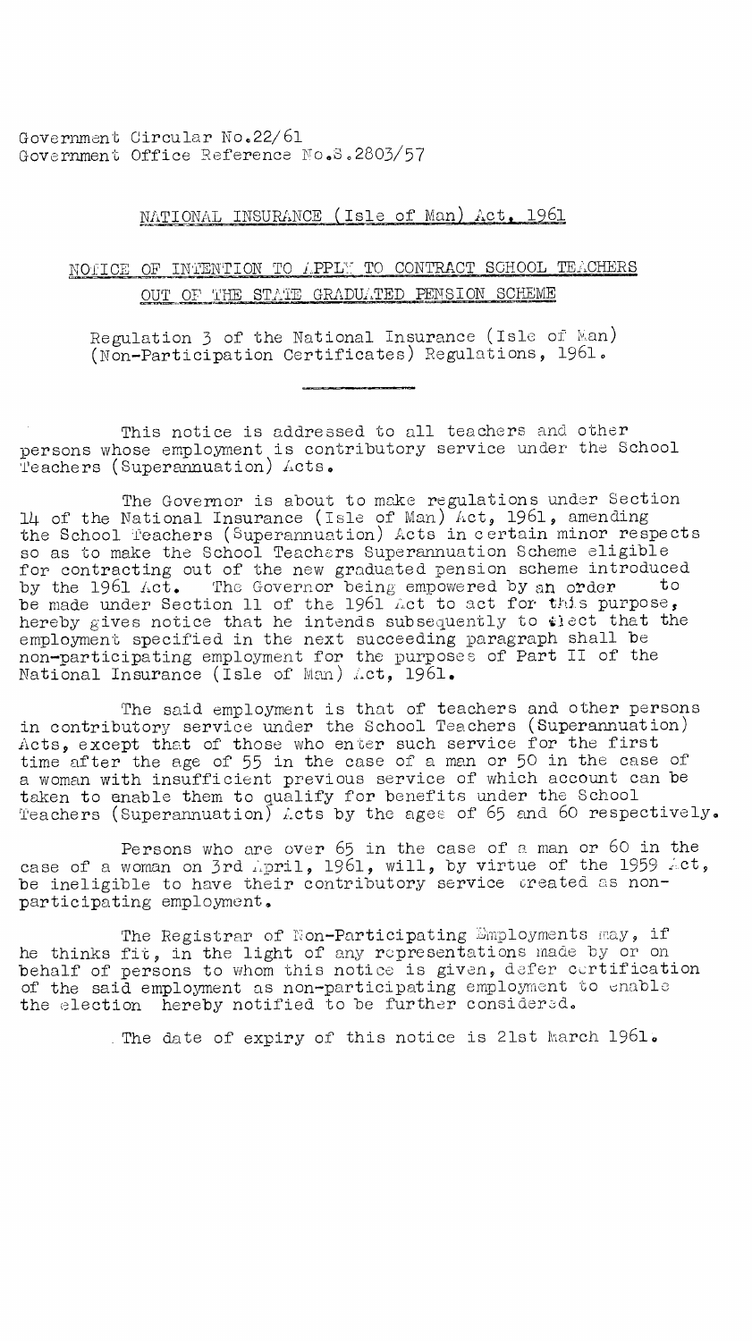Government Circular No.22/61
Government Office Reference No.S.2803/57

## NATIONAL INSURANCE (Isle of Man) Act, 1961

## NOTICE OF INTENTION TO APPLY TO CONTRACT SCHOOL TEACHERS OUT OF THE STATE GRADUATED PENSION SCHEME

Regulation 3 of the National Insurance (Isle of Man) (Non-Participation Certificates) Regulations, 1961.

---

This notice is addressed to all teachers and other persons whose employment is contributory service under the School Teachers (Superannuation) Acts.

The Governor is about to make regulations under Section 14 of the National Insurance (Isle of Man) Act, 1961, amending the School Teachers (Superannuation) Acts in certain minor respects so as to make the School Teachers Superannuation Scheme eligible for contracting out of the new graduated pension scheme introduced by the 1961 Act. The Governor being empowered by an order to be made under Section 11 of the 1961 Act to act for this purpose, hereby gives notice that he intends subsequently to elect that the employment specified in the next succeeding paragraph shall be non-participating employment for the purposes of Part II of the National Insurance (Isle of Man) Act, 1961.

The said employment is that of teachers and other persons in contributory service under the School Teachers (Superannuation) Acts, except that of those who enter such service for the first time after the age of 55 in the case of a man or 50 in the case of a woman with insufficient previous service of which account can be taken to enable them to qualify for benefits under the School Teachers (Superannuation) Acts by the ages of 65 and 60 respectively.

Persons who are over 65 in the case of a man or 60 in the case of a woman on 3rd April, 1961, will, by virtue of the 1959 Act, be ineligible to have their contributory service treated as non-participating employment.

The Registrar of Non-Participating Employments may, if he thinks fit, in the light of any representations made by or on behalf of persons to whom this notice is given, defer certification of the said employment as non-participating employment to enable the election hereby notified to be further considered.

The date of expiry of this notice is 21st March 1961.